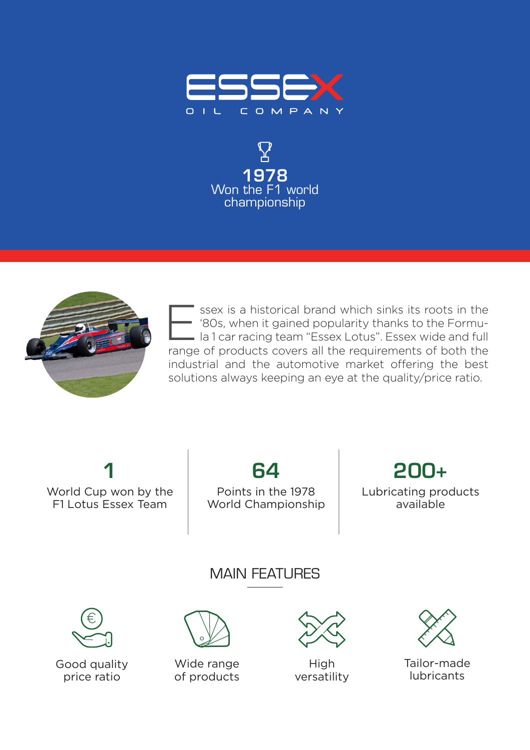# ESSEX

OIL COMPANY

**1978**
Won the F1 world championship

Essex is a historical brand which sinks its roots in the '80s, when it gained popularity thanks to the Formula 1 car racing team "Essex Lotus". Essex wide and full range of products covers all the requirements of both the industrial and the automotive market offering the best solutions always keeping an eye at the quality/price ratio.

**1**
World Cup won by the F1 Lotus Essex Team

**64**
Points in the 1978 World Championship

**200+**
Lubricating products available

## MAIN FEATURES

- Good quality price ratio
- Wide range of products
- High versatility
- Tailor-made lubricants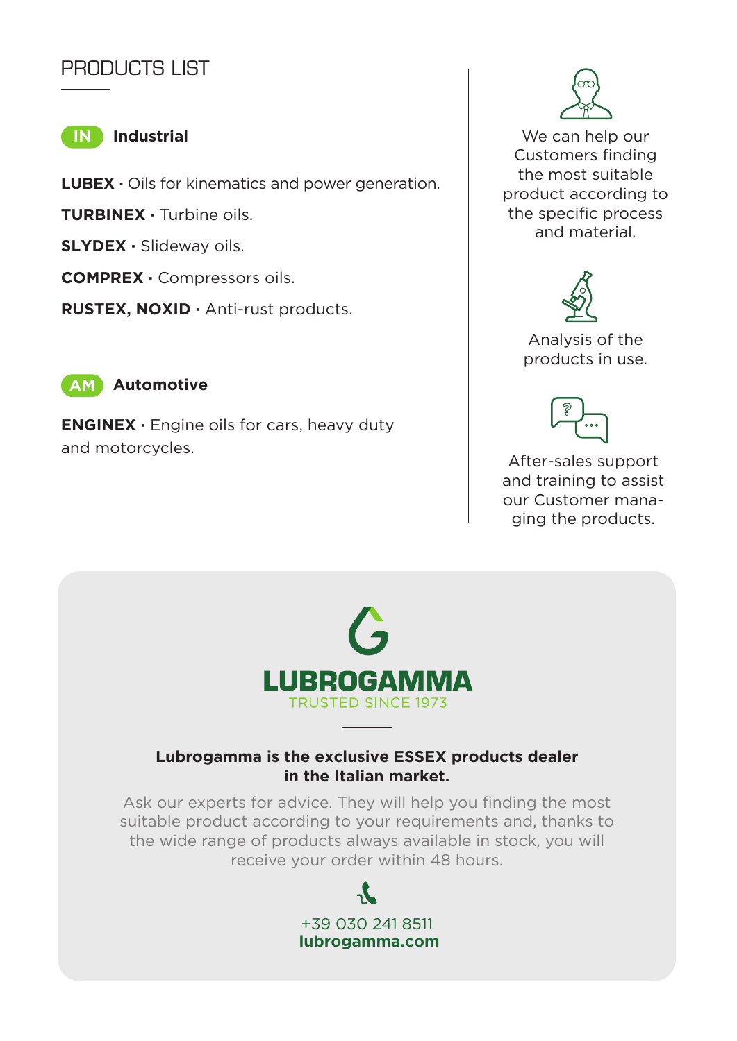# PRODUCTS LIST

## IN Industrial

**LUBEX** · Oils for kinematics and power generation.

**TURBINEX** · Turbine oils.

**SLYDEX** · Slideway oils.

**COMPREX** · Compressors oils.

**RUSTEX, NOXID** · Anti-rust products.

## AM Automotive

**ENGINEX** · Engine oils for cars, heavy duty and motorcycles.

We can help our Customers finding the most suitable product according to the specific process and material.

Analysis of the products in use.

After-sales support and training to assist our Customer managing the products.

LUBROGAMMA
TRUSTED SINCE 1973

**Lubrogamma is the exclusive ESSEX products dealer in the Italian market.**

Ask our experts for advice. They will help you finding the most suitable product according to your requirements and, thanks to the wide range of products always available in stock, you will receive your order within 48 hours.

+39 030 241 8511
**lubrogamma.com**